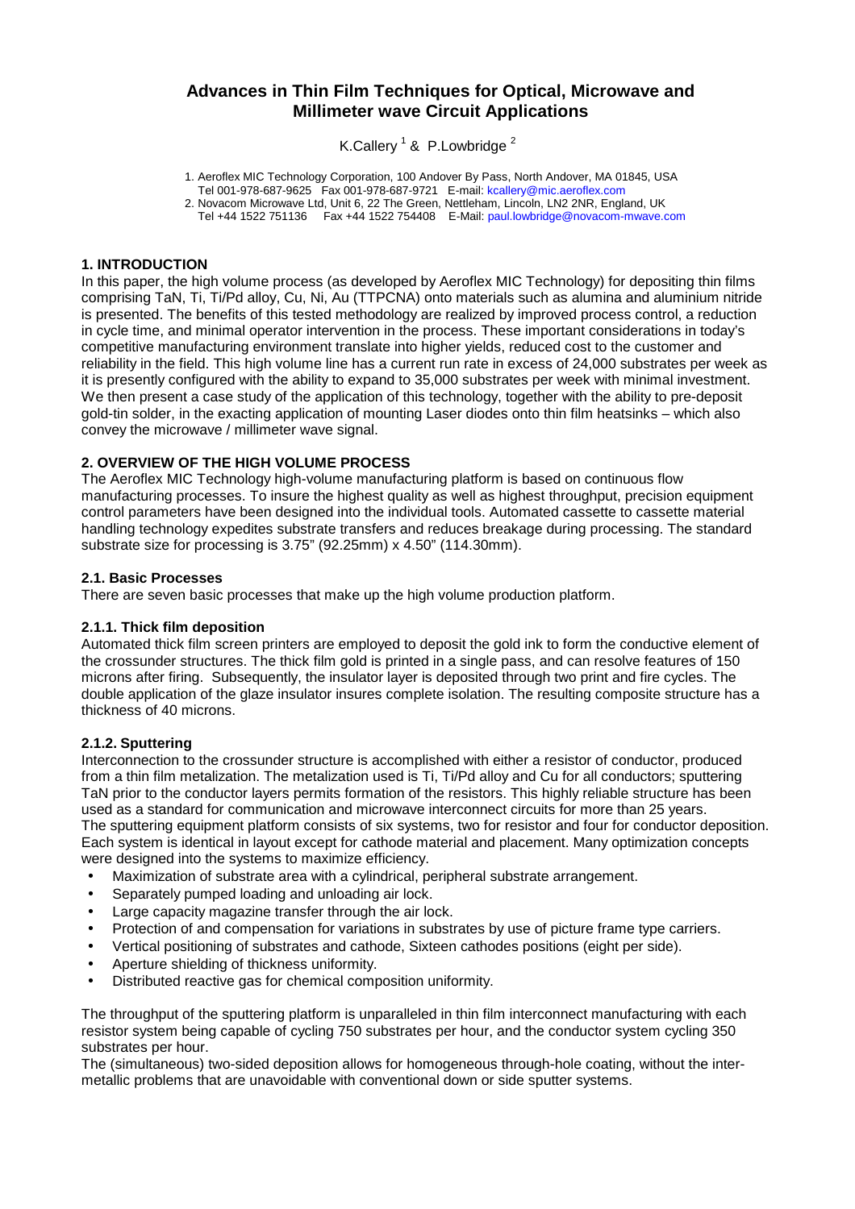# Advances in Thin Film Techniques for Optical, Microwave and Millimeter wave Circuit Applications

K.Callery [1] & P.Lowbridge [2]

1. Aeroflex MIC Technology Corporation, 100 Andover By Pass, North Andover, MA 01845, USA
   Tel 001-978-687-9625 Fax 001-978-687-9721 E-mail: kcallery@mic.aeroflex.com
2. Novacom Microwave Ltd, Unit 6, 22 The Green, Nettleham, Lincoln, LN2 2NR, England, UK
   Tel +44 1522 751136 Fax +44 1522 754408 E-Mail: paul.lowbridge@novacom-mwave.com

## 1. INTRODUCTION

In this paper, the high volume process (as developed by Aeroflex MIC Technology) for depositing thin films comprising TaN, Ti, Ti/Pd alloy, Cu, Ni, Au (TTPCNA) onto materials such as alumina and aluminium nitride is presented. The benefits of this tested methodology are realized by improved process control, a reduction in cycle time, and minimal operator intervention in the process. These important considerations in today's competitive manufacturing environment translate into higher yields, reduced cost to the customer and reliability in the field. This high volume line has a current run rate in excess of 24,000 substrates per week as it is presently configured with the ability to expand to 35,000 substrates per week with minimal investment. We then present a case study of the application of this technology, together with the ability to pre-deposit gold-tin solder, in the exacting application of mounting Laser diodes onto thin film heatsinks – which also convey the microwave / millimeter wave signal.

## 2. OVERVIEW OF THE HIGH VOLUME PROCESS

The Aeroflex MIC Technology high-volume manufacturing platform is based on continuous flow manufacturing processes. To insure the highest quality as well as highest throughput, precision equipment control parameters have been designed into the individual tools. Automated cassette to cassette material handling technology expedites substrate transfers and reduces breakage during processing. The standard substrate size for processing is 3.75" (92.25mm) x 4.50" (114.30mm).

### 2.1. Basic Processes

There are seven basic processes that make up the high volume production platform.

#### 2.1.1. Thick film deposition

Automated thick film screen printers are employed to deposit the gold ink to form the conductive element of the crossunder structures. The thick film gold is printed in a single pass, and can resolve features of 150 microns after firing. Subsequently, the insulator layer is deposited through two print and fire cycles. The double application of the glaze insulator insures complete isolation. The resulting composite structure has a thickness of 40 microns.

#### 2.1.2. Sputtering

Interconnection to the crossunder structure is accomplished with either a resistor of conductor, produced from a thin film metalization. The metalization used is Ti, Ti/Pd alloy and Cu for all conductors; sputtering TaN prior to the conductor layers permits formation of the resistors. This highly reliable structure has been used as a standard for communication and microwave interconnect circuits for more than 25 years.
The sputtering equipment platform consists of six systems, two for resistor and four for conductor deposition. Each system is identical in layout except for cathode material and placement. Many optimization concepts were designed into the systems to maximize efficiency.

- Maximization of substrate area with a cylindrical, peripheral substrate arrangement.
- Separately pumped loading and unloading air lock.
- Large capacity magazine transfer through the air lock.
- Protection of and compensation for variations in substrates by use of picture frame type carriers.
- Vertical positioning of substrates and cathode, Sixteen cathodes positions (eight per side).
- Aperture shielding of thickness uniformity.
- Distributed reactive gas for chemical composition uniformity.

The throughput of the sputtering platform is unparalleled in thin film interconnect manufacturing with each resistor system being capable of cycling 750 substrates per hour, and the conductor system cycling 350 substrates per hour.
The (simultaneous) two-sided deposition allows for homogeneous through-hole coating, without the inter-metallic problems that are unavoidable with conventional down or side sputter systems.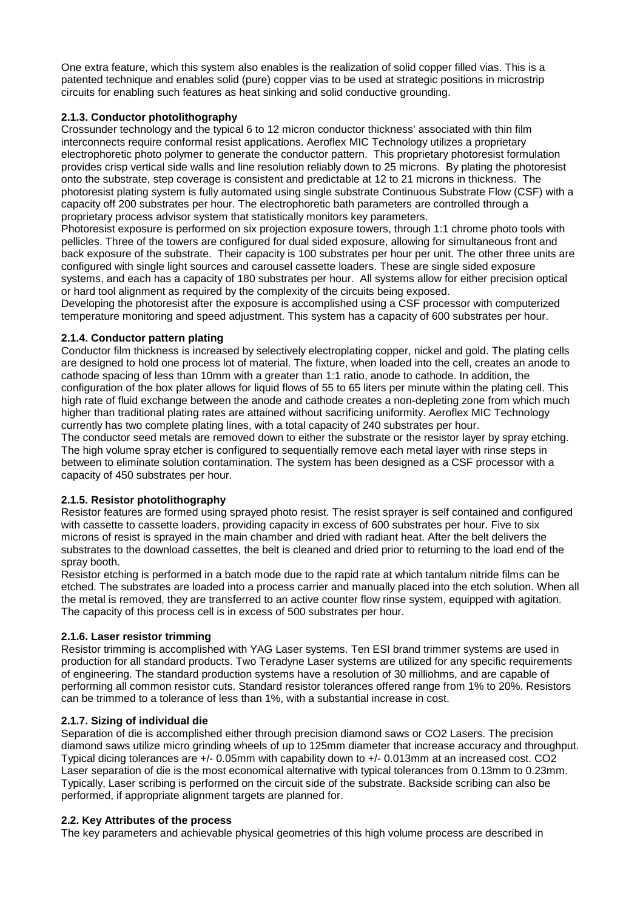One extra feature, which this system also enables is the realization of solid copper filled vias. This is a patented technique and enables solid (pure) copper vias to be used at strategic positions in microstrip circuits for enabling such features as heat sinking and solid conductive grounding.

### 2.1.3. Conductor photolithography

Crossunder technology and the typical 6 to 12 micron conductor thickness' associated with thin film interconnects require conformal resist applications. Aeroflex MIC Technology utilizes a proprietary electrophoretic photo polymer to generate the conductor pattern. This proprietary photoresist formulation provides crisp vertical side walls and line resolution reliably down to 25 microns. By plating the photoresist onto the substrate, step coverage is consistent and predictable at 12 to 21 microns in thickness. The photoresist plating system is fully automated using single substrate Continuous Substrate Flow (CSF) with a capacity off 200 substrates per hour. The electrophoretic bath parameters are controlled through a proprietary process advisor system that statistically monitors key parameters.

Photoresist exposure is performed on six projection exposure towers, through 1:1 chrome photo tools with pellicles. Three of the towers are configured for dual sided exposure, allowing for simultaneous front and back exposure of the substrate. Their capacity is 100 substrates per hour per unit. The other three units are configured with single light sources and carousel cassette loaders. These are single sided exposure systems, and each has a capacity of 180 substrates per hour. All systems allow for either precision optical or hard tool alignment as required by the complexity of the circuits being exposed.

Developing the photoresist after the exposure is accomplished using a CSF processor with computerized temperature monitoring and speed adjustment. This system has a capacity of 600 substrates per hour.

### 2.1.4. Conductor pattern plating

Conductor film thickness is increased by selectively electroplating copper, nickel and gold. The plating cells are designed to hold one process lot of material. The fixture, when loaded into the cell, creates an anode to cathode spacing of less than 10mm with a greater than 1:1 ratio, anode to cathode. In addition, the configuration of the box plater allows for liquid flows of 55 to 65 liters per minute within the plating cell. This high rate of fluid exchange between the anode and cathode creates a non-depleting zone from which much higher than traditional plating rates are attained without sacrificing uniformity. Aeroflex MIC Technology currently has two complete plating lines, with a total capacity of 240 substrates per hour.

The conductor seed metals are removed down to either the substrate or the resistor layer by spray etching. The high volume spray etcher is configured to sequentially remove each metal layer with rinse steps in between to eliminate solution contamination. The system has been designed as a CSF processor with a capacity of 450 substrates per hour.

### 2.1.5. Resistor photolithography

Resistor features are formed using sprayed photo resist. The resist sprayer is self contained and configured with cassette to cassette loaders, providing capacity in excess of 600 substrates per hour. Five to six microns of resist is sprayed in the main chamber and dried with radiant heat. After the belt delivers the substrates to the download cassettes, the belt is cleaned and dried prior to returning to the load end of the spray booth.

Resistor etching is performed in a batch mode due to the rapid rate at which tantalum nitride films can be etched. The substrates are loaded into a process carrier and manually placed into the etch solution. When all the metal is removed, they are transferred to an active counter flow rinse system, equipped with agitation. The capacity of this process cell is in excess of 500 substrates per hour.

### 2.1.6. Laser resistor trimming

Resistor trimming is accomplished with YAG Laser systems. Ten ESI brand trimmer systems are used in production for all standard products. Two Teradyne Laser systems are utilized for any specific requirements of engineering. The standard production systems have a resolution of 30 milliohms, and are capable of performing all common resistor cuts. Standard resistor tolerances offered range from 1% to 20%. Resistors can be trimmed to a tolerance of less than 1%, with a substantial increase in cost.

### 2.1.7. Sizing of individual die

Separation of die is accomplished either through precision diamond saws or CO2 Lasers. The precision diamond saws utilize micro grinding wheels of up to 125mm diameter that increase accuracy and throughput. Typical dicing tolerances are +/- 0.05mm with capability down to +/- 0.013mm at an increased cost. CO2 Laser separation of die is the most economical alternative with typical tolerances from 0.13mm to 0.23mm. Typically, Laser scribing is performed on the circuit side of the substrate. Backside scribing can also be performed, if appropriate alignment targets are planned for.

### 2.2. Key Attributes of the process

The key parameters and achievable physical geometries of this high volume process are described in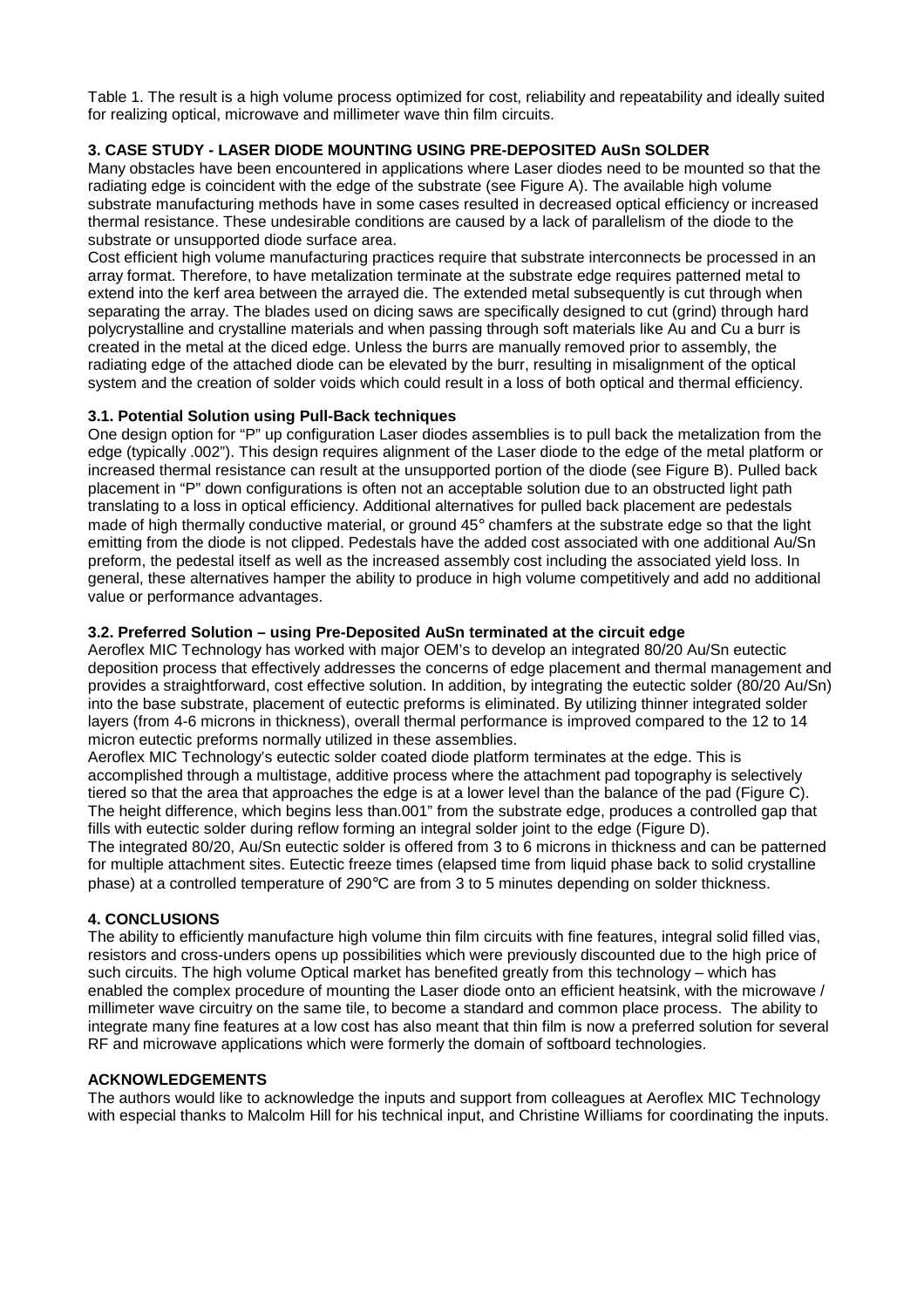Table 1. The result is a high volume process optimized for cost, reliability and repeatability and ideally suited for realizing optical, microwave and millimeter wave thin film circuits.

## 3. CASE STUDY - LASER DIODE MOUNTING USING PRE-DEPOSITED AuSn SOLDER

Many obstacles have been encountered in applications where Laser diodes need to be mounted so that the radiating edge is coincident with the edge of the substrate (see Figure A). The available high volume substrate manufacturing methods have in some cases resulted in decreased optical efficiency or increased thermal resistance. These undesirable conditions are caused by a lack of parallelism of the diode to the substrate or unsupported diode surface area.

Cost efficient high volume manufacturing practices require that substrate interconnects be processed in an array format. Therefore, to have metalization terminate at the substrate edge requires patterned metal to extend into the kerf area between the arrayed die. The extended metal subsequently is cut through when separating the array. The blades used on dicing saws are specifically designed to cut (grind) through hard polycrystalline and crystalline materials and when passing through soft materials like Au and Cu a burr is created in the metal at the diced edge. Unless the burrs are manually removed prior to assembly, the radiating edge of the attached diode can be elevated by the burr, resulting in misalignment of the optical system and the creation of solder voids which could result in a loss of both optical and thermal efficiency.

### 3.1. Potential Solution using Pull-Back techniques

One design option for "P" up configuration Laser diodes assemblies is to pull back the metalization from the edge (typically .002"). This design requires alignment of the Laser diode to the edge of the metal platform or increased thermal resistance can result at the unsupported portion of the diode (see Figure B). Pulled back placement in "P" down configurations is often not an acceptable solution due to an obstructed light path translating to a loss in optical efficiency. Additional alternatives for pulled back placement are pedestals made of high thermally conductive material, or ground 45° chamfers at the substrate edge so that the light emitting from the diode is not clipped. Pedestals have the added cost associated with one additional Au/Sn preform, the pedestal itself as well as the increased assembly cost including the associated yield loss. In general, these alternatives hamper the ability to produce in high volume competitively and add no additional value or performance advantages.

### 3.2. Preferred Solution – using Pre-Deposited AuSn terminated at the circuit edge

Aeroflex MIC Technology has worked with major OEM's to develop an integrated 80/20 Au/Sn eutectic deposition process that effectively addresses the concerns of edge placement and thermal management and provides a straightforward, cost effective solution. In addition, by integrating the eutectic solder (80/20 Au/Sn) into the base substrate, placement of eutectic preforms is eliminated. By utilizing thinner integrated solder layers (from 4-6 microns in thickness), overall thermal performance is improved compared to the 12 to 14 micron eutectic preforms normally utilized in these assemblies.

Aeroflex MIC Technology's eutectic solder coated diode platform terminates at the edge. This is accomplished through a multistage, additive process where the attachment pad topography is selectively tiered so that the area that approaches the edge is at a lower level than the balance of the pad (Figure C). The height difference, which begins less than.001" from the substrate edge, produces a controlled gap that fills with eutectic solder during reflow forming an integral solder joint to the edge (Figure D).

The integrated 80/20, Au/Sn eutectic solder is offered from 3 to 6 microns in thickness and can be patterned for multiple attachment sites. Eutectic freeze times (elapsed time from liquid phase back to solid crystalline phase) at a controlled temperature of 290°C are from 3 to 5 minutes depending on solder thickness.

## 4. CONCLUSIONS

The ability to efficiently manufacture high volume thin film circuits with fine features, integral solid filled vias, resistors and cross-unders opens up possibilities which were previously discounted due to the high price of such circuits. The high volume Optical market has benefited greatly from this technology – which has enabled the complex procedure of mounting the Laser diode onto an efficient heatsink, with the microwave / millimeter wave circuitry on the same tile, to become a standard and common place process. The ability to integrate many fine features at a low cost has also meant that thin film is now a preferred solution for several RF and microwave applications which were formerly the domain of softboard technologies.

## ACKNOWLEDGEMENTS

The authors would like to acknowledge the inputs and support from colleagues at Aeroflex MIC Technology with especial thanks to Malcolm Hill for his technical input, and Christine Williams for coordinating the inputs.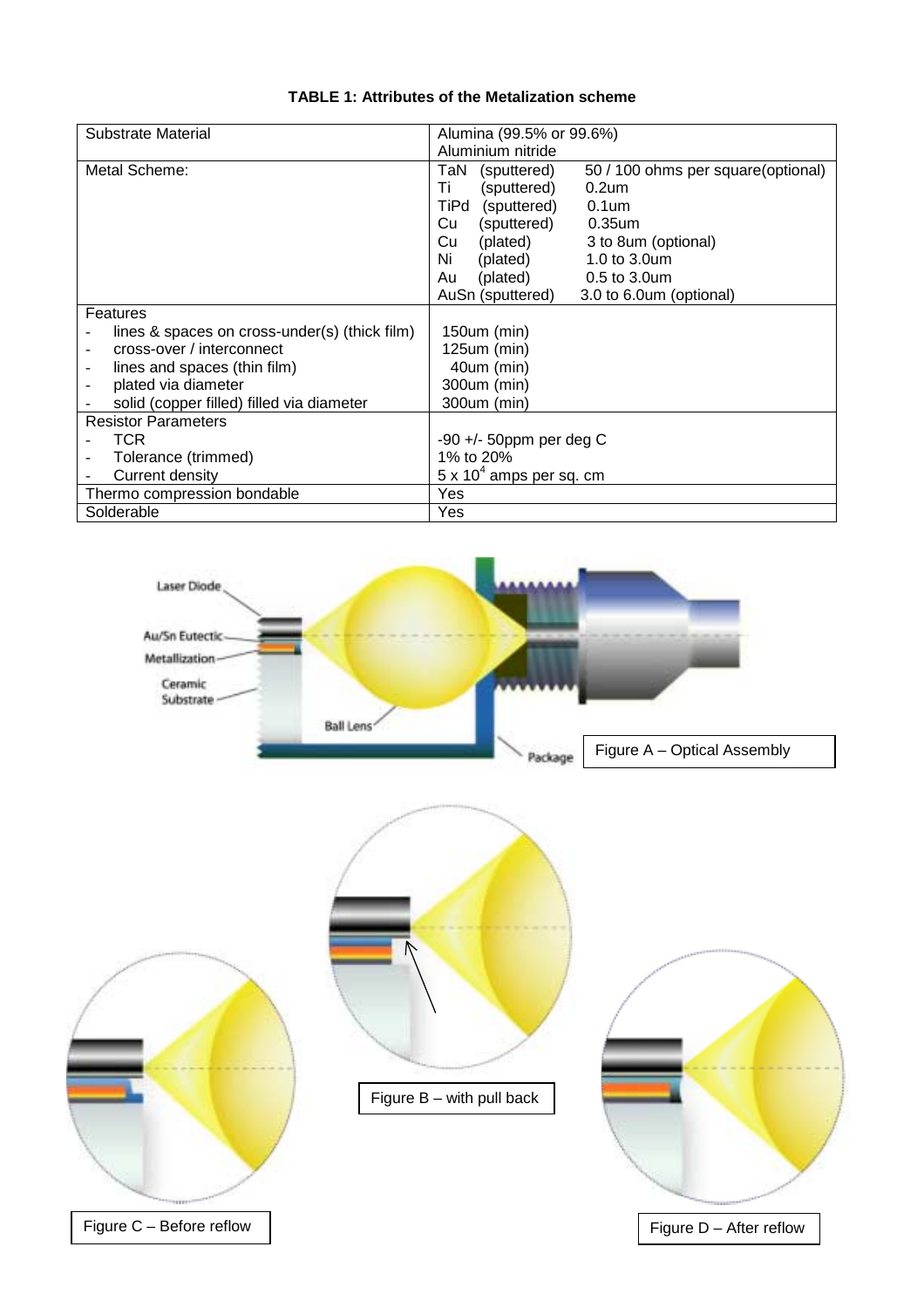**TABLE 1: Attributes of the Metalization scheme**

| | |
|---|---|
| Substrate Material | Alumina (99.5% or 99.6%)<br>Aluminium nitride |
| Metal Scheme: | TaN (sputtered) 50 / 100 ohms per square(optional)<br>Ti (sputtered) 0.2um<br>TiPd (sputtered) 0.1um<br>Cu (sputtered) 0.35um<br>Cu (plated) 3 to 8um (optional)<br>Ni (plated) 1.0 to 3.0um<br>Au (plated) 0.5 to 3.0um<br>AuSn (sputtered) 3.0 to 6.0um (optional) |
| Features<br>- lines & spaces on cross-under(s) (thick film)<br>- cross-over / interconnect<br>- lines and spaces (thin film)<br>- plated via diameter<br>- solid (copper filled) filled via diameter | <br>150um (min)<br>125um (min)<br>40um (min)<br>300um (min)<br>300um (min) |
| Resistor Parameters<br>- TCR<br>- Tolerance (trimmed)<br>- Current density | <br>-90 +/- 50ppm per deg C<br>1% to 20%<br>$5 \times 10^4$ amps per sq. cm |
| Thermo compression bondable | Yes |
| Solderable | Yes |

Laser Diode

Au/Sn Eutectic

Metallization

Ceramic Substrate

Ball Lens

Package

Figure A – Optical Assembly

Figure B – with pull back

Figure C – Before reflow

Figure D – After reflow